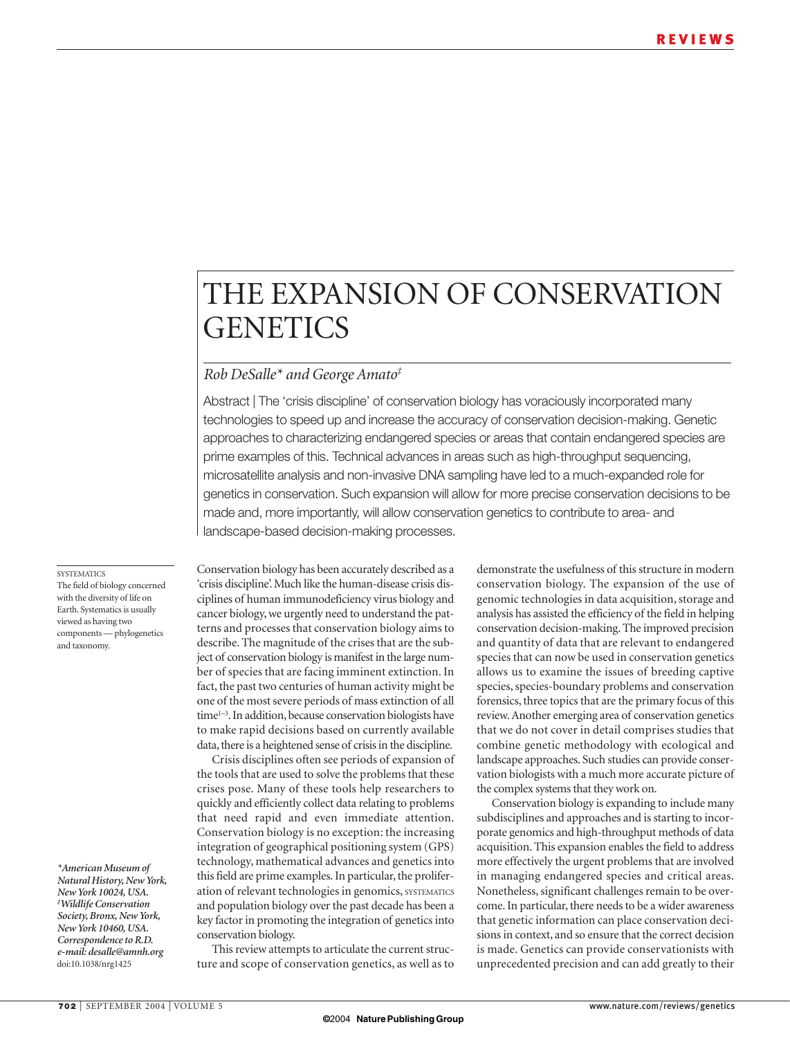# THE EXPANSION OF CONSERVATION GENETICS

*Rob DeSalle\* and George Amato‡*

Abstract | The 'crisis discipline' of conservation biology has voraciously incorporated many technologies to speed up and increase the accuracy of conservation decision-making. Genetic approaches to characterizing endangered species or areas that contain endangered species are prime examples of this. Technical advances in areas such as high-throughput sequencing, microsatellite analysis and non-invasive DNA sampling have led to a much-expanded role for genetics in conservation. Such expansion will allow for more precise conservation decisions to be made and, more importantly, will allow conservation genetics to contribute to area- and landscape-based decision-making processes.

Conservation biology has been accurately described as a 'crisis discipline'. Much like the human-disease crisis disciplines of human immunodeficiency virus biology and cancer biology, we urgently need to understand the patterns and processes that conservation biology aims to describe. The magnitude of the crises that are the subject of conservation biology is manifest in the large number of species that are facing imminent extinction. In fact, the past two centuries of human activity might be one of the most severe periods of mass extinction of all time[1–3]. In addition, because conservation biologists have to make rapid decisions based on currently available data, there is a heightened sense of crisis in the discipline.

Crisis disciplines often see periods of expansion of the tools that are used to solve the problems that these crises pose. Many of these tools help researchers to quickly and efficiently collect data relating to problems that need rapid and even immediate attention. Conservation biology is no exception: the increasing integration of geographical positioning system (GPS) technology, mathematical advances and genetics into this field are prime examples. In particular, the proliferation of relevant technologies in genomics, SYSTEMATICS and population biology over the past decade has been a key factor in promoting the integration of genetics into conservation biology.

This review attempts to articulate the current structure and scope of conservation genetics, as well as to demonstrate the usefulness of this structure in modern conservation biology. The expansion of the use of genomic technologies in data acquisition, storage and analysis has assisted the efficiency of the field in helping conservation decision-making. The improved precision and quantity of data that are relevant to endangered species that can now be used in conservation genetics allows us to examine the issues of breeding captive species, species-boundary problems and conservation forensics, three topics that are the primary focus of this review. Another emerging area of conservation genetics that we do not cover in detail comprises studies that combine genetic methodology with ecological and landscape approaches. Such studies can provide conservation biologists with a much more accurate picture of the complex systems that they work on.

Conservation biology is expanding to include many subdisciplines and approaches and is starting to incorporate genomics and high-throughput methods of data acquisition. This expansion enables the field to address more effectively the urgent problems that are involved in managing endangered species and critical areas. Nonetheless, significant challenges remain to be overcome. In particular, there needs to be a wider awareness that genetic information can place conservation decisions in context, and so ensure that the correct decision is made. Genetics can provide conservationists with unprecedented precision and can add greatly to their

SYSTEMATICS
The field of biology concerned with the diversity of life on Earth. Systematics is usually viewed as having two components — phylogenetics and taxonomy.

*\*American Museum of Natural History, New York, New York 10024, USA.*
*‡Wildlife Conservation Society, Bronx, New York, New York 10460, USA.*
*Correspondence to R.D. e-mail: desalle@amnh.org*
doi:10.1038/nrg1425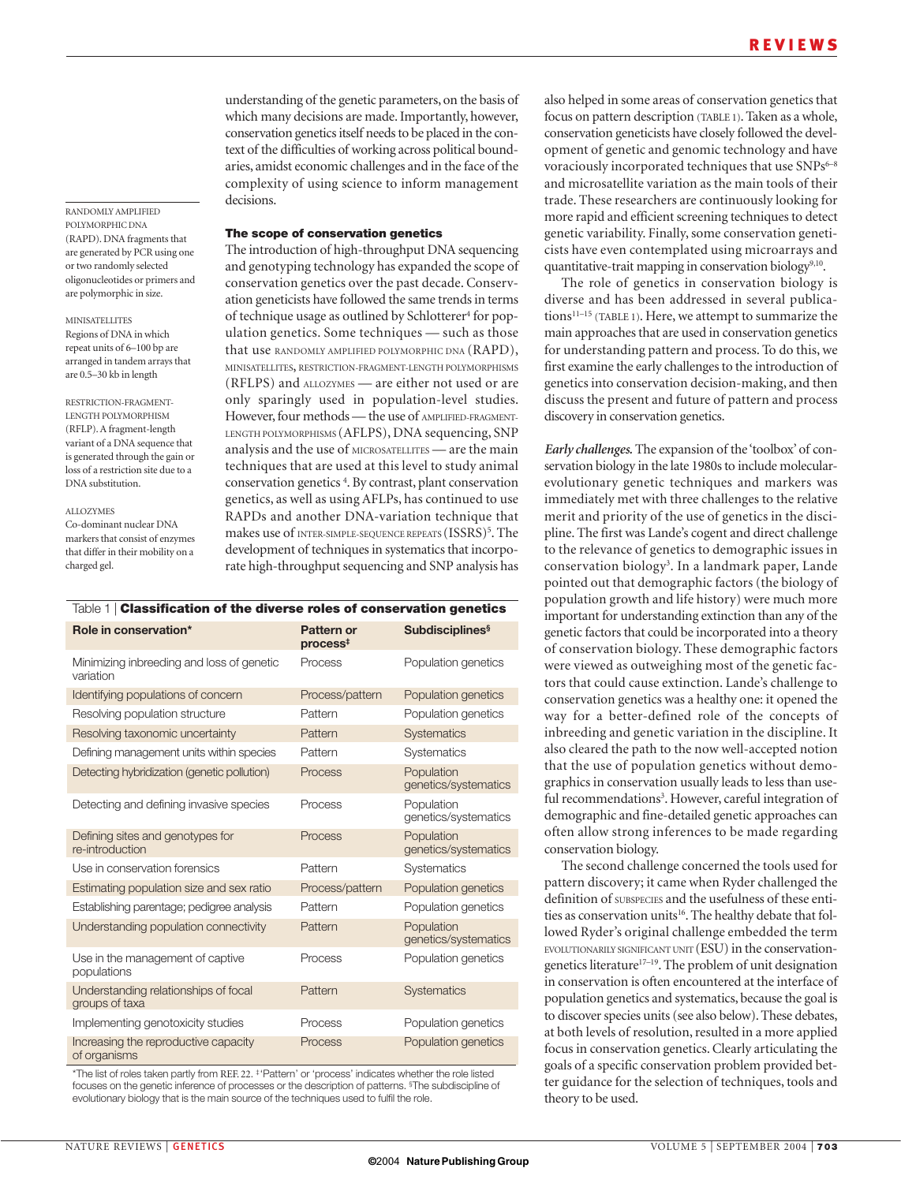understanding of the genetic parameters, on the basis of which many decisions are made. Importantly, however, conservation genetics itself needs to be placed in the context of the difficulties of working across political boundaries, amidst economic challenges and in the face of the complexity of using science to inform management decisions.

RANDOMLY AMPLIFIED POLYMORPHIC DNA (RAPD). DNA fragments that are generated by PCR using one or two randomly selected oligonucleotides or primers and are polymorphic in size.

MINISATELLITES Regions of DNA in which repeat units of 6–100 bp are arranged in tandem arrays that are 0.5–30 kb in length

RESTRICTION-FRAGMENT-LENGTH POLYMORPHISM (RFLP). A fragment-length variant of a DNA sequence that is generated through the gain or loss of a restriction site due to a DNA substitution.

ALLOZYMES Co-dominant nuclear DNA markers that consist of enzymes that differ in their mobility on a charged gel.

**The scope of conservation genetics**

The introduction of high-throughput DNA sequencing and genotyping technology has expanded the scope of conservation genetics over the past decade. Conservation geneticists have followed the same trends in terms of technique usage as outlined by Schlotterer[4] for population genetics. Some techniques — such as those that use RANDOMLY AMPLIFIED POLYMORPHIC DNA (RAPD), MINISATELLITES, RESTRICTION-FRAGMENT-LENGTH POLYMORPHISMS (RFLPS) and ALLOZYMES — are either not used or are only sparingly used in population-level studies. However, four methods — the use of AMPLIFIED-FRAGMENT-LENGTH POLYMORPHISMS (AFLPS), DNA sequencing, SNP analysis and the use of MICROSATELLITES — are the main techniques that are used at this level to study animal conservation genetics [4]. By contrast, plant conservation genetics, as well as using AFLPs, has continued to use RAPDs and another DNA-variation technique that makes use of INTER-SIMPLE-SEQUENCE REPEATS (ISSRS)[5]. The development of techniques in systematics that incorporate high-throughput sequencing and SNP analysis has also helped in some areas of conservation genetics that focus on pattern description (TABLE 1). Taken as a whole, conservation geneticists have closely followed the development of genetic and genomic technology and have voraciously incorporated techniques that use SNPs[6–8] and microsatellite variation as the main tools of their trade. These researchers are continuously looking for more rapid and efficient screening techniques to detect genetic variability. Finally, some conservation geneticists have even contemplated using microarrays and quantitative-trait mapping in conservation biology[9,10].

The role of genetics in conservation biology is diverse and has been addressed in several publications[11–15] (TABLE 1). Here, we attempt to summarize the main approaches that are used in conservation genetics for understanding pattern and process. To do this, we first examine the early challenges to the introduction of genetics into conservation decision-making, and then discuss the present and future of pattern and process discovery in conservation genetics.

Table 1 | **Classification of the diverse roles of conservation genetics**

| Role in conservation* | Pattern or process‡ | Subdisciplines§ |
|---|---|---|
| Minimizing inbreeding and loss of genetic variation | Process | Population genetics |
| Identifying populations of concern | Process/pattern | Population genetics |
| Resolving population structure | Pattern | Population genetics |
| Resolving taxonomic uncertainty | Pattern | Systematics |
| Defining management units within species | Pattern | Systematics |
| Detecting hybridization (genetic pollution) | Process | Population genetics/systematics |
| Detecting and defining invasive species | Process | Population genetics/systematics |
| Defining sites and genotypes for re-introduction | Process | Population genetics/systematics |
| Use in conservation forensics | Pattern | Systematics |
| Estimating population size and sex ratio | Process/pattern | Population genetics |
| Establishing parentage; pedigree analysis | Pattern | Population genetics |
| Understanding population connectivity | Pattern | Population genetics/systematics |
| Use in the management of captive populations | Process | Population genetics |
| Understanding relationships of focal groups of taxa | Pattern | Systematics |
| Implementing genotoxicity studies | Process | Population genetics |
| Increasing the reproductive capacity of organisms | Process | Population genetics |

*The list of roles taken partly from REF. 22. ‡'Pattern' or 'process' indicates whether the role listed focuses on the genetic inference of processes or the description of patterns. §The subdiscipline of evolutionary biology that is the main source of the techniques used to fulfil the role.

*Early challenges.* The expansion of the 'toolbox' of conservation biology in the late 1980s to include molecular-evolutionary genetic techniques and markers was immediately met with three challenges to the relative merit and priority of the use of genetics in the discipline. The first was Lande's cogent and direct challenge to the relevance of genetics to demographic issues in conservation biology[3]. In a landmark paper, Lande pointed out that demographic factors (the biology of population growth and life history) were much more important for understanding extinction than any of the genetic factors that could be incorporated into a theory of conservation biology. These demographic factors were viewed as outweighing most of the genetic factors that could cause extinction. Lande's challenge to conservation genetics was a healthy one: it opened the way for a better-defined role of the concepts of inbreeding and genetic variation in the discipline. It also cleared the path to the now well-accepted notion that the use of population genetics without demographics in conservation usually leads to less than useful recommendations[3]. However, careful integration of demographic and fine-detailed genetic approaches can often allow strong inferences to be made regarding conservation biology.

The second challenge concerned the tools used for pattern discovery; it came when Ryder challenged the definition of SUBSPECIES and the usefulness of these entities as conservation units[16]. The healthy debate that followed Ryder's original challenge embedded the term EVOLUTIONARILY SIGNIFICANT UNIT (ESU) in the conservation-genetics literature[17–19]. The problem of unit designation in conservation is often encountered at the interface of population genetics and systematics, because the goal is to discover species units (see also below). These debates, at both levels of resolution, resulted in a more applied focus in conservation genetics. Clearly articulating the goals of a specific conservation problem provided better guidance for the selection of techniques, tools and theory to be used.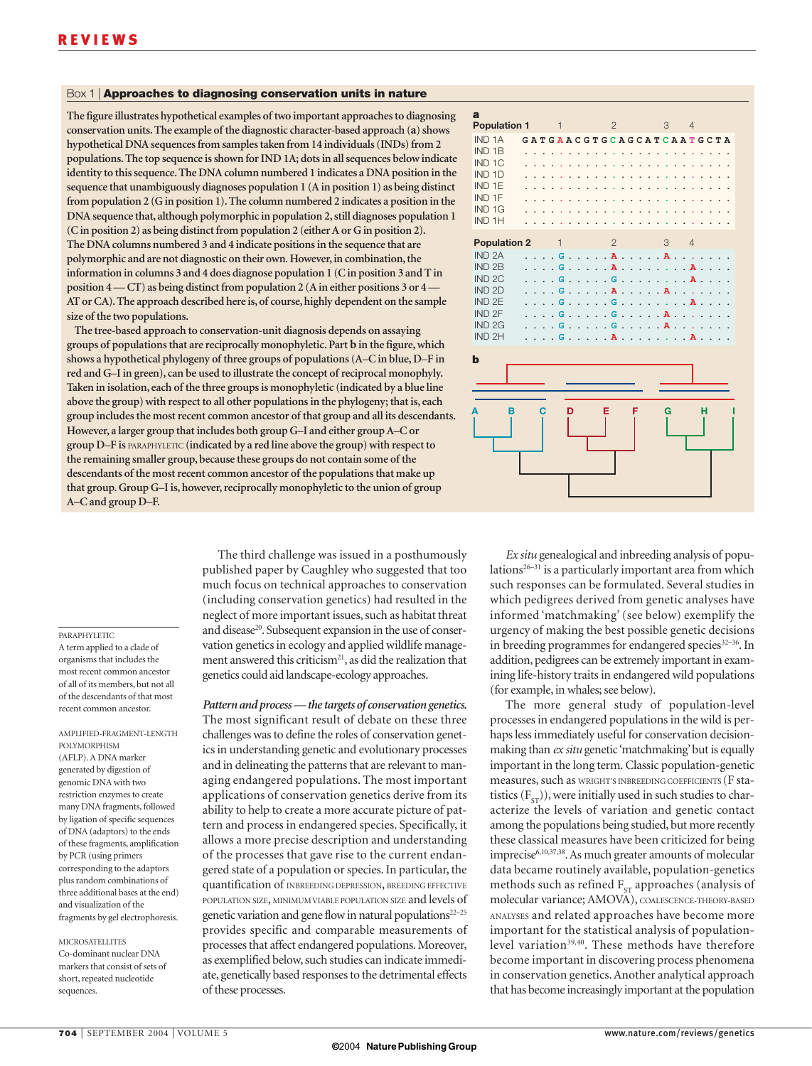### Box 1 | Approaches to diagnosing conservation units in nature

The figure illustrates hypothetical examples of two important approaches to diagnosing conservation units. The example of the diagnostic character-based approach (**a**) shows hypothetical DNA sequences from samples taken from 14 individuals (INDs) from 2 populations. The top sequence is shown for IND 1A; dots in all sequences below indicate identity to this sequence. The DNA column numbered 1 indicates a DNA position in the sequence that unambiguously diagnoses population 1 (A in position 1) as being distinct from population 2 (G in position 1). The column numbered 2 indicates a position in the DNA sequence that, although polymorphic in population 2, still diagnoses population 1 (C in position 2) as being distinct from population 2 (either A or G in position 2). The DNA columns numbered 3 and 4 indicate positions in the sequence that are polymorphic and are not diagnostic on their own. However, in combination, the information in columns 3 and 4 does diagnose population 1 (C in position 3 and T in position 4 — CT) as being distinct from population 2 (A in either positions 3 or 4 — AT or CA). The approach described here is, of course, highly dependent on the sample size of the two populations.

The tree-based approach to conservation-unit diagnosis depends on assaying groups of populations that are reciprocally monophyletic. Part **b** in the figure, which shows a hypothetical phylogeny of three groups of populations (A–C in blue, D–F in red and G–I in green), can be used to illustrate the concept of reciprocal monophyly. Taken in isolation, each of the three groups is monophyletic (indicated by a blue line above the group) with respect to all other populations in the phylogeny; that is, each group includes the most recent common ancestor of that group and all its descendants. However, a larger group that includes both group G–I and either group A–C or group D–F is PARAPHYLETIC (indicated by a red line above the group) with respect to the remaining smaller group, because these groups do not contain some of the descendants of the most recent common ancestor of the populations that make up that group. Group G–I is, however, reciprocally monophyletic to the union of group A–C and group D–F.

**a**

| Population 1 | Sequence |
|---|---|
| IND 1A | G A T G A A C G T G C A G C A T C A A T G C T A |
| IND 1B | . . . . . . . . . . . . . . . . . . . . . . . . |
| IND 1C | . . . . . . . . . . . . . . . . . . . . . . . . |
| IND 1D | . . . . . . . . . . . . . . . . . . . . . . . . |
| IND 1E | . . . . . . . . . . . . . . . . . . . . . . . . |
| IND 1F | . . . . . . . . . . . . . . . . . . . . . . . . |
| IND 1G | . . . . . . . . . . . . . . . . . . . . . . . . |
| IND 1H | . . . . . . . . . . . . . . . . . . . . . . . . |

| Population 2 | Sequence |
|---|---|
| IND 2A | . . . . G . . . . . A . . . . . A . . . . . . . |
| IND 2B | . . . . G . . . . . A . . . . . . . . A . . . . |
| IND 2C | . . . . G . . . . . G . . . . . . . . A . . . . |
| IND 2D | . . . . G . . . . . A . . . . . A . . . . . . . |
| IND 2E | . . . . G . . . . . G . . . . . . . . A . . . . |
| IND 2F | . . . . G . . . . . G . . . . . A . . . . . . . |
| IND 2G | . . . . G . . . . . G . . . . . A . . . . . . . |
| IND 2H | . . . . G . . . . . A . . . . . . . . A . . . . |

**b**

The third challenge was issued in a posthumously published paper by Caughley who suggested that too much focus on technical approaches to conservation (including conservation genetics) had resulted in the neglect of more important issues, such as habitat threat and disease[20]. Subsequent expansion in the use of conservation genetics in ecology and applied wildlife management answered this criticism[21], as did the realization that genetics could aid landscape-ecology approaches.

*Pattern and process — the targets of conservation genetics.* The most significant result of debate on these three challenges was to define the roles of conservation genetics in understanding genetic and evolutionary processes and in delineating the patterns that are relevant to managing endangered populations. The most important applications of conservation genetics derive from its ability to help to create a more accurate picture of pattern and process in endangered species. Specifically, it allows a more precise description and understanding of the processes that gave rise to the current endangered state of a population or species. In particular, the quantification of INBREEDING DEPRESSION, BREEDING EFFECTIVE POPULATION SIZE, MINIMUM VIABLE POPULATION SIZE and levels of genetic variation and gene flow in natural populations[22–25] provides specific and comparable measurements of processes that affect endangered populations. Moreover, as exemplified below, such studies can indicate immediate, genetically based responses to the detrimental effects of these processes.

*Ex situ* genealogical and inbreeding analysis of populations[26–31] is a particularly important area from which such responses can be formulated. Several studies in which pedigrees derived from genetic analyses have informed 'matchmaking' (see below) exemplify the urgency of making the best possible genetic decisions in breeding programmes for endangered species[32–36]. In addition, pedigrees can be extremely important in examining life-history traits in endangered wild populations (for example, in whales; see below).

The more general study of population-level processes in endangered populations in the wild is perhaps less immediately useful for conservation decision-making than *ex situ* genetic 'matchmaking' but is equally important in the long term. Classic population-genetic measures, such as WRIGHT'S INBREEDING COEFFICIENTS (F statistics ($F_{ST}$)), were initially used in such studies to characterize the levels of variation and genetic contact among the populations being studied, but more recently these classical measures have been criticized for being imprecise[6,10,37,38]. As much greater amounts of molecular data became routinely available, population-genetics methods such as refined $F_{ST}$ approaches (analysis of molecular variance; AMOVA), COALESCENCE-THEORY-BASED ANALYSES and related approaches have become more important for the statistical analysis of population-level variation[39,40]. These methods have therefore become important in discovering process phenomena in conservation genetics. Another analytical approach that has become increasingly important at the population

PARAPHYLETIC
A term applied to a clade of organisms that includes the most recent common ancestor of all of its members, but not all of the descendants of that most recent common ancestor.

AMPLIFIED-FRAGMENT-LENGTH POLYMORPHISM
(AFLP). A DNA marker generated by digestion of genomic DNA with two restriction enzymes to create many DNA fragments, followed by ligation of specific sequences of DNA (adaptors) to the ends of these fragments, amplification by PCR (using primers corresponding to the adaptors plus random combinations of three additional bases at the end) and visualization of the fragments by gel electrophoresis.

MICROSATELLITES
Co-dominant nuclear DNA markers that consist of sets of short, repeated nucleotide sequences.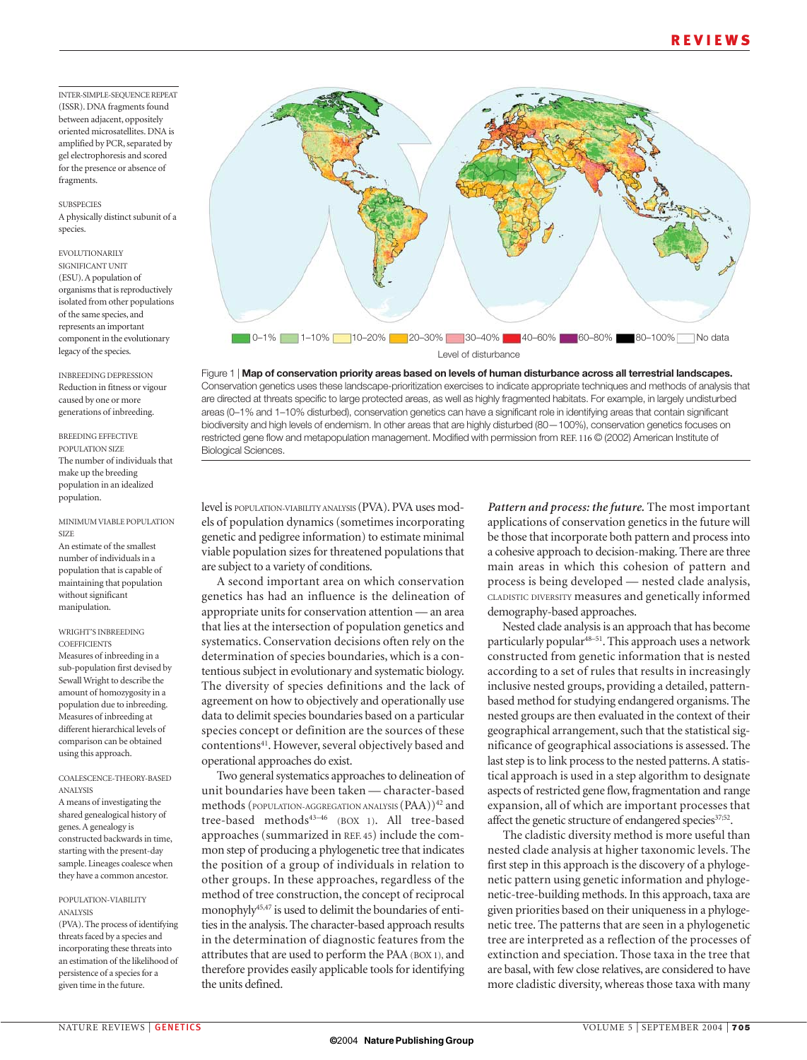INTER-SIMPLE-SEQUENCE REPEAT (ISSR). DNA fragments found between adjacent, oppositely oriented microsatellites. DNA is amplified by PCR, separated by gel electrophoresis and scored for the presence or absence of fragments.

SUBSPECIES
A physically distinct subunit of a species.

EVOLUTIONARILY SIGNIFICANT UNIT
(ESU). A population of organisms that is reproductively isolated from other populations of the same species, and represents an important component in the evolutionary legacy of the species.

INBREEDING DEPRESSION
Reduction in fitness or vigour caused by one or more generations of inbreeding.

BREEDING EFFECTIVE POPULATION SIZE
The number of individuals that make up the breeding population in an idealized population.

MINIMUM VIABLE POPULATION SIZE
An estimate of the smallest number of individuals in a population that is capable of maintaining that population without significant manipulation.

WRIGHT'S INBREEDING COEFFICIENTS
Measures of inbreeding in a sub-population first devised by Sewall Wright to describe the amount of homozygosity in a population due to inbreeding. Measures of inbreeding at different hierarchical levels of comparison can be obtained using this approach.

COALESCENCE-THEORY-BASED ANALYSIS
A means of investigating the shared genealogical history of genes. A genealogy is constructed backwards in time, starting with the present-day sample. Lineages coalesce when they have a common ancestor.

POPULATION-VIABILITY ANALYSIS
(PVA). The process of identifying threats faced by a species and incorporating these threats into an estimation of the likelihood of persistence of a species for a given time in the future.

0–1% | 1–10% | 10–20% | 20–30% | 30–40% | 40–60% | 60–80% | 80–100% | No data

Level of disturbance

Figure 1 | **Map of conservation priority areas based on levels of human disturbance across all terrestrial landscapes.** Conservation genetics uses these landscape-prioritization exercises to indicate appropriate techniques and methods of analysis that are directed at threats specific to large protected areas, as well as highly fragmented habitats. For example, in largely undisturbed areas (0–1% and 1–10% disturbed), conservation genetics can have a significant role in identifying areas that contain significant biodiversity and high levels of endemism. In other areas that are highly disturbed (80—100%), conservation genetics focuses on restricted gene flow and metapopulation management. Modified with permission from REF. 116 © (2002) American Institute of Biological Sciences.

level is POPULATION-VIABILITY ANALYSIS (PVA). PVA uses models of population dynamics (sometimes incorporating genetic and pedigree information) to estimate minimal viable population sizes for threatened populations that are subject to a variety of conditions.

A second important area on which conservation genetics has had an influence is the delineation of appropriate units for conservation attention — an area that lies at the intersection of population genetics and systematics. Conservation decisions often rely on the determination of species boundaries, which is a contentious subject in evolutionary and systematic biology. The diversity of species definitions and the lack of agreement on how to objectively and operationally use data to delimit species boundaries based on a particular species concept or definition are the sources of these contentions[41]. However, several objectively based and operational approaches do exist.

Two general systematics approaches to delineation of unit boundaries have been taken — character-based methods (POPULATION-AGGREGATION ANALYSIS (PAA))[42] and tree-based methods[43–46] (BOX 1). All tree-based approaches (summarized in REF. 45) include the common step of producing a phylogenetic tree that indicates the position of a group of individuals in relation to other groups. In these approaches, regardless of the method of tree construction, the concept of reciprocal monophyly[45,47] is used to delimit the boundaries of entities in the analysis. The character-based approach results in the determination of diagnostic features from the attributes that are used to perform the PAA (BOX 1), and therefore provides easily applicable tools for identifying the units defined.

***Pattern and process: the future.*** The most important applications of conservation genetics in the future will be those that incorporate both pattern and process into a cohesive approach to decision-making. There are three main areas in which this cohesion of pattern and process is being developed — nested clade analysis, CLADISTIC DIVERSITY measures and genetically informed demography-based approaches.

Nested clade analysis is an approach that has become particularly popular[48–51]. This approach uses a network constructed from genetic information that is nested according to a set of rules that results in increasingly inclusive nested groups, providing a detailed, pattern-based method for studying endangered organisms. The nested groups are then evaluated in the context of their geographical arrangement, such that the statistical significance of geographical associations is assessed. The last step is to link process to the nested patterns. A statistical approach is used in a step algorithm to designate aspects of restricted gene flow, fragmentation and range expansion, all of which are important processes that affect the genetic structure of endangered species[37,52].

The cladistic diversity method is more useful than nested clade analysis at higher taxonomic levels. The first step in this approach is the discovery of a phylogenetic pattern using genetic information and phylogenetic-tree-building methods. In this approach, taxa are given priorities based on their uniqueness in a phylogenetic tree. The patterns that are seen in a phylogenetic tree are interpreted as a reflection of the processes of extinction and speciation. Those taxa in the tree that are basal, with few close relatives, are considered to have more cladistic diversity, whereas those taxa with many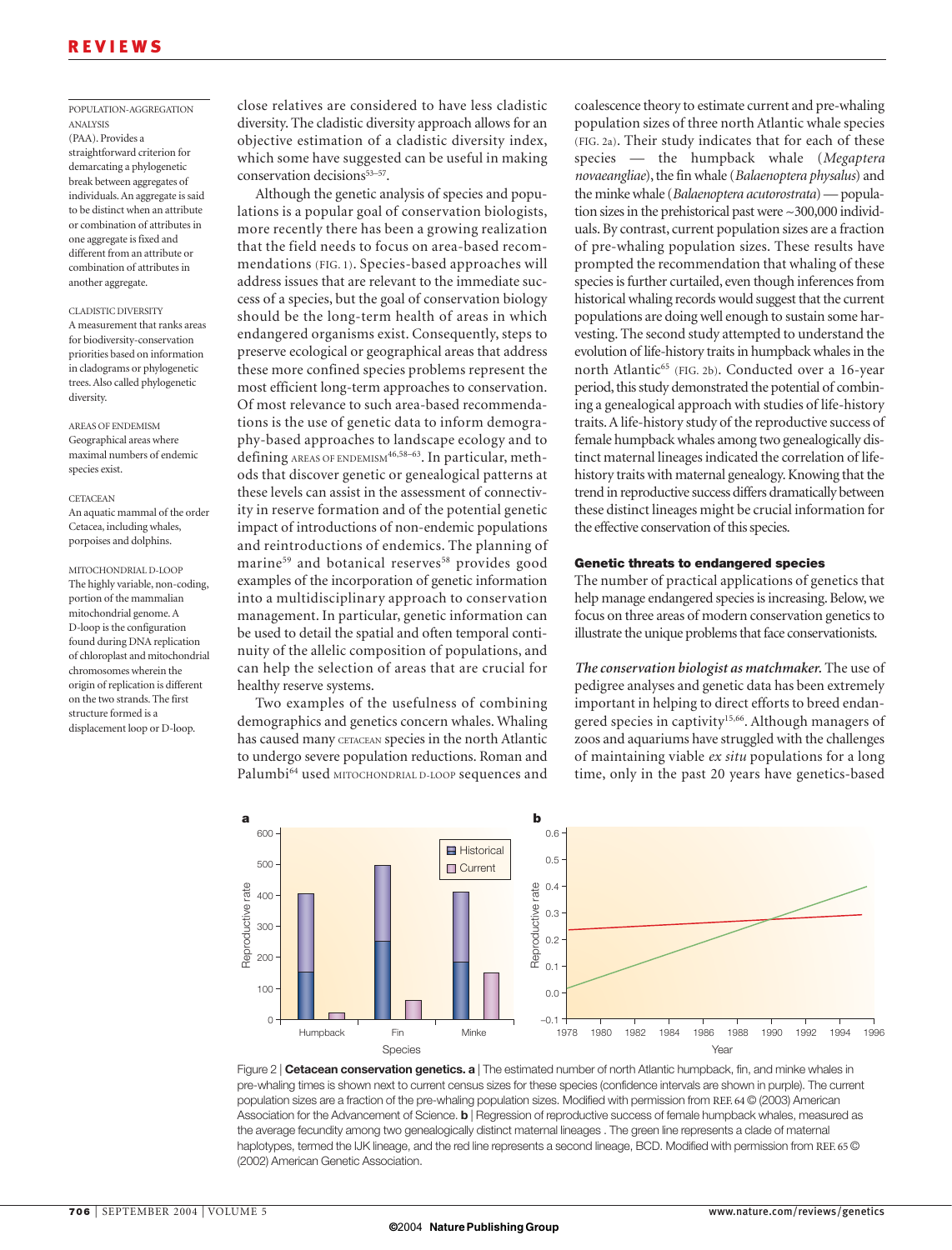POPULATION-AGGREGATION ANALYSIS

(PAA). Provides a straightforward criterion for demarcating a phylogenetic break between aggregates of individuals. An aggregate is said to be distinct when an attribute or combination of attributes in one aggregate is fixed and different from an attribute or combination of attributes in another aggregate.

CLADISTIC DIVERSITY

A measurement that ranks areas for biodiversity-conservation priorities based on information in cladograms or phylogenetic trees. Also called phylogenetic diversity.

AREAS OF ENDEMISM

Geographical areas where maximal numbers of endemic species exist.

CETACEAN

An aquatic mammal of the order Cetacea, including whales, porpoises and dolphins.

MITOCHONDRIAL D-LOOP

The highly variable, non-coding, portion of the mammalian mitochondrial genome. A D-loop is the configuration found during DNA replication of chloroplast and mitochondrial chromosomes wherein the origin of replication is different on the two strands. The first structure formed is a displacement loop or D-loop.

close relatives are considered to have less cladistic diversity. The cladistic diversity approach allows for an objective estimation of a cladistic diversity index, which some have suggested can be useful in making conservation decisions[53–57].

Although the genetic analysis of species and populations is a popular goal of conservation biologists, more recently there has been a growing realization that the field needs to focus on area-based recommendations (FIG. 1). Species-based approaches will address issues that are relevant to the immediate success of a species, but the goal of conservation biology should be the long-term health of areas in which endangered organisms exist. Consequently, steps to preserve ecological or geographical areas that address these more confined species problems represent the most efficient long-term approaches to conservation. Of most relevance to such area-based recommendations is the use of genetic data to inform demography-based approaches to landscape ecology and to defining AREAS OF ENDEMISM[46,58–63]. In particular, methods that discover genetic or genealogical patterns at these levels can assist in the assessment of connectivity in reserve formation and of the potential genetic impact of introductions of non-endemic populations and reintroductions of endemics. The planning of marine[59] and botanical reserves[58] provides good examples of the incorporation of genetic information into a multidisciplinary approach to conservation management. In particular, genetic information can be used to detail the spatial and often temporal continuity of the allelic composition of populations, and can help the selection of areas that are crucial for healthy reserve systems.

Two examples of the usefulness of combining demographics and genetics concern whales. Whaling has caused many CETACEAN species in the north Atlantic to undergo severe population reductions. Roman and Palumbi[64] used MITOCHONDRIAL D-LOOP sequences and coalescence theory to estimate current and pre-whaling population sizes of three north Atlantic whale species (FIG. 2a). Their study indicates that for each of these species — the humpback whale (*Megaptera novaeangliae*), the fin whale (*Balaenoptera physalus*) and the minke whale (*Balaenoptera acutorostrata*) — population sizes in the prehistorical past were ~300,000 individuals. By contrast, current population sizes are a fraction of pre-whaling population sizes. These results have prompted the recommendation that whaling of these species is further curtailed, even though inferences from historical whaling records would suggest that the current populations are doing well enough to sustain some harvesting. The second study attempted to understand the evolution of life-history traits in humpback whales in the north Atlantic[65] (FIG. 2b). Conducted over a 16-year period, this study demonstrated the potential of combining a genealogical approach with studies of life-history traits. A life-history study of the reproductive success of female humpback whales among two genealogically distinct maternal lineages indicated the correlation of life-history traits with maternal genealogy. Knowing that the trend in reproductive success differs dramatically between these distinct lineages might be crucial information for the effective conservation of this species.

## Genetic threats to endangered species

The number of practical applications of genetics that help manage endangered species is increasing. Below, we focus on three areas of modern conservation genetics to illustrate the unique problems that face conservationists.

***The conservation biologist as matchmaker.*** The use of pedigree analyses and genetic data has been extremely important in helping to direct efforts to breed endangered species in captivity[15,66]. Although managers of zoos and aquariums have struggled with the challenges of maintaining viable *ex situ* populations for a long time, only in the past 20 years have genetics-based

Figure 2 | **Cetacean conservation genetics. a** | The estimated number of north Atlantic humpback, fin, and minke whales in pre-whaling times is shown next to current census sizes for these species (confidence intervals are shown in purple). The current population sizes are a fraction of the pre-whaling population sizes. Modified with permission from REF. 64 © (2003) American Association for the Advancement of Science. **b** | Regression of reproductive success of female humpback whales, measured as the average fecundity among two genealogically distinct maternal lineages . The green line represents a clade of maternal haplotypes, termed the IJK lineage, and the red line represents a second lineage, BCD. Modified with permission from REF. 65 © (2002) American Genetic Association.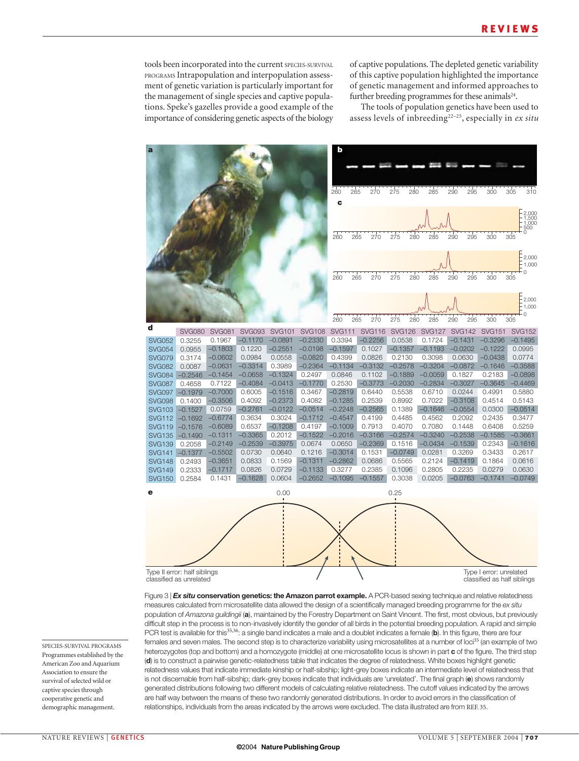tools been incorporated into the current SPECIES-SURVIVAL PROGRAMS Intrapopulation and interpopulation assessment of genetic variation is particularly important for the management of single species and captive populations. Speke's gazelles provide a good example of the importance of considering genetic aspects of the biology of captive populations. The depleted genetic variability of this captive population highlighted the importance of genetic management and informed approaches to further breeding programmes for these animals[24].

The tools of population genetics have been used to assess levels of inbreeding[22–25], especially in *ex situ*

| | SVG080 | SVG081 | SVG093 | SVG101 | SVG108 | SVG111 | SVG116 | SVG126 | SVG127 | SVG142 | SVG151 | SVG152 |
|---|---|---|---|---|---|---|---|---|---|---|---|---|
| SVG052 | 0.3255 | 0.1967 | −0.1170 | −0.0891 | −0.2330 | 0.3394 | −0.2256 | 0.0538 | 0.1724 | −0.1431 | −0.3296 | −0.1495 |
| SVG054 | 0.0955 | −0.1803 | 0.1220 | −0.2551 | −0.0198 | −0.1597 | 0.1027 | −0.1357 | −0.1193 | −0.0202 | −0.1222 | 0.0995 |
| SVG079 | 0.3174 | −0.0602 | 0.0984 | 0.0558 | −0.0820 | 0.4399 | 0.0826 | 0.2130 | 0.3098 | 0.0630 | −0.0438 | 0.0774 |
| SVG082 | 0.0087 | −0.0631 | −0.3314 | 0.3989 | −0.2364 | −0.1134 | −0.3132 | −0.2578 | −0.3204 | −0.0872 | −0.1646 | −0.3588 |
| SVG084 | −0.2546 | −0.1454 | −0.0658 | −0.1324 | 0.2497 | 0.0846 | 0.1102 | −0.1889 | −0.0059 | 0.1827 | 0.2183 | −0.0898 |
| SVG087 | 0.4658 | 0.7122 | −0.4084 | −0.0413 | −0.1770 | 0.2530 | −0.3773 | −0.2030 | −0.2834 | −0.3027 | −0.3645 | −0.4469 |
| SVG097 | −0.1979 | −0.7000 | 0.6005 | −0.1516 | 0.3467 | −0.2819 | 0.6440 | 0.5538 | 0.6710 | 0.0244 | 0.4991 | 0.5880 |
| SVG098 | 0.1400 | −0.3506 | 0.4092 | −0.2373 | 0.4082 | −0.1285 | 0.2539 | 0.8992 | 0.7022 | −0.3108 | 0.4514 | 0.5143 |
| SVG103 | −0.1527 | 0.0759 | −0.2761 | −0.0122 | −0.0514 | −0.2248 | −0.2565 | 0.1389 | −0.1646 | −0.0554 | 0.0300 | −0.0514 |
| SVG112 | −0.1692 | −0.6774 | 0.3634 | 0.3024 | −0.1712 | −0.4547 | 0.4199 | 0.4485 | 0.4562 | 0.2092 | 0.2435 | 0.3477 |
| SVG119 | −0.1576 | −0.6089 | 0.6537 | −0.1208 | 0.4197 | −0.1009 | 0.7913 | 0.4070 | 0.7080 | 0.1448 | 0.6408 | 0.5259 |
| SVG135 | −0.1490 | −0.1311 | −0.3365 | 0.2012 | −0.1522 | −0.2016 | −0.3166 | −0.2574 | −0.3240 | −0.2538 | −0.1585 | −0.3661 |
| SVG139 | 0.2058 | −0.2149 | −0.2539 | −0.3975 | 0.0674 | 0.0650 | −0.2369 | 0.1516 | −0.0434 | −0.1539 | 0.2343 | −0.1616 |
| SVG141 | −0.1377 | −0.5502 | 0.0730 | 0.0640 | 0.1216 | −0.3014 | 0.1531 | −0.0749 | 0.0281 | 0.3269 | 0.3433 | 0.2617 |
| SVG148 | 0.2493 | −0.3651 | 0.0833 | 0.1569 | −0.1311 | −0.2862 | 0.0686 | 0.5565 | 0.2124 | −0.1419 | 0.1864 | 0.0616 |
| SVG149 | 0.2333 | −0.1717 | 0.0826 | 0.0729 | −0.1133 | 0.3277 | 0.2385 | 0.1096 | 0.2805 | 0.2235 | 0.0279 | 0.0630 |
| SVG150 | 0.2584 | 0.1431 | −0.1628 | 0.0604 | −0.2652 | −0.1095 | −0.1557 | 0.3038 | 0.0205 | −0.0763 | −0.1741 | −0.0749 |

Figure 3 | ***Ex situ* conservation genetics: the Amazon parrot example.** A PCR-based sexing technique and relative relatedness measures calculated from microsatellite data allowed the design of a scientifically managed breeding programme for the *ex situ* population of *Amazona guildingii* (**a**), maintained by the Forestry Department on Saint Vincent. The first, most obvious, but previously difficult step in the process is to non-invasively identify the gender of all birds in the potential breeding population. A rapid and simple PCR test is available for this[35,36]: a single band indicates a male and a doublet indicates a female (**b**). In this figure, there are four females and seven males. The second step is to characterize variability using microsatellites at a number of loci[35] (an example of two heterozygotes (top and bottom) and a homozygote (middle) at one microsatellite locus is shown in part **c** of the figure. The third step (**d**) is to construct a pairwise genetic-relatedness table that indicates the degree of relatedness. White boxes highlight genetic relatedness values that indicate immediate kinship or half-sibship; light-grey boxes indicate an intermediate level of relatedness that is not discernable from half-sibship; dark-grey boxes indicate that individuals are 'unrelated'. The final graph (**e**) shows randomly generated distributions following two different models of calculating relative relatedness. The cutoff values indicated by the arrows are half way between the means of these two randomly generated distributions. In order to avoid errors in the classification of relationships, individuals from the areas indicated by the arrows were excluded. The data illustrated are from REF. 35.

SPECIES-SURVIVAL PROGRAMS
Programmes established by the American Zoo and Aquarium Association to ensure the survival of selected wild or captive species through cooperative genetic and demographic management.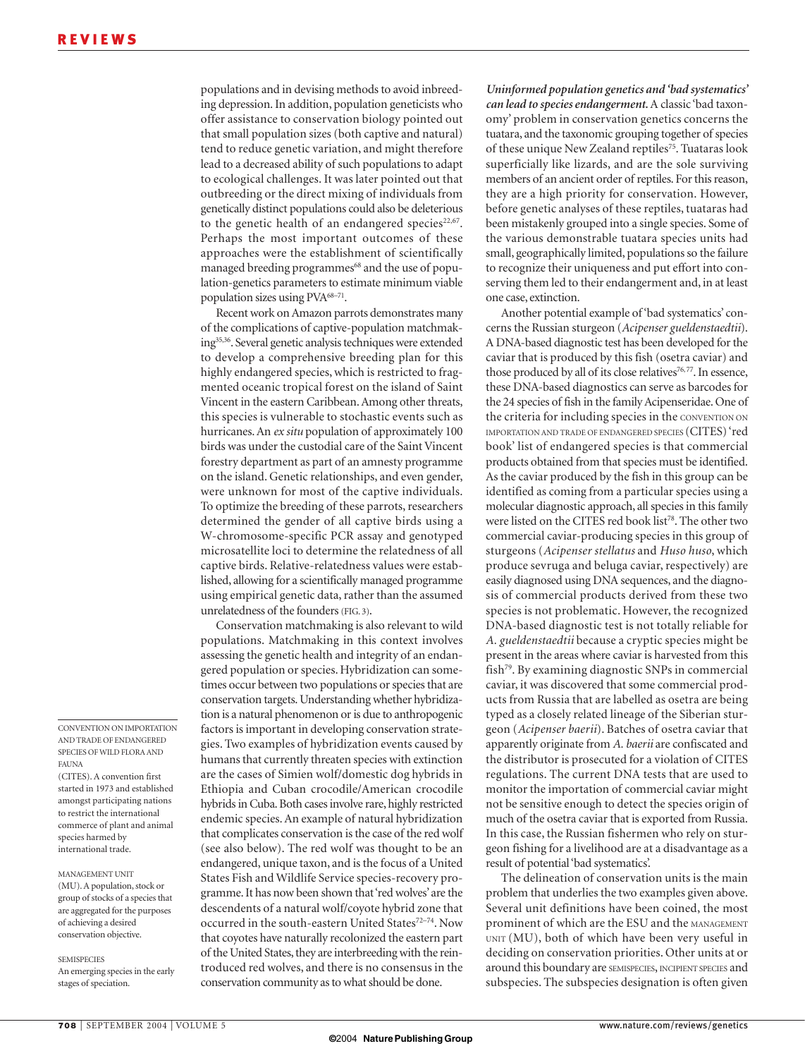populations and in devising methods to avoid inbreeding depression. In addition, population geneticists who offer assistance to conservation biology pointed out that small population sizes (both captive and natural) tend to reduce genetic variation, and might therefore lead to a decreased ability of such populations to adapt to ecological challenges. It was later pointed out that outbreeding or the direct mixing of individuals from genetically distinct populations could also be deleterious to the genetic health of an endangered species[22,67]. Perhaps the most important outcomes of these approaches were the establishment of scientifically managed breeding programmes[68] and the use of population-genetics parameters to estimate minimum viable population sizes using PVA[68–71].

Recent work on Amazon parrots demonstrates many of the complications of captive-population matchmaking[35,36]. Several genetic analysis techniques were extended to develop a comprehensive breeding plan for this highly endangered species, which is restricted to fragmented oceanic tropical forest on the island of Saint Vincent in the eastern Caribbean. Among other threats, this species is vulnerable to stochastic events such as hurricanes. An *ex situ* population of approximately 100 birds was under the custodial care of the Saint Vincent forestry department as part of an amnesty programme on the island. Genetic relationships, and even gender, were unknown for most of the captive individuals. To optimize the breeding of these parrots, researchers determined the gender of all captive birds using a W-chromosome-specific PCR assay and genotyped microsatellite loci to determine the relatedness of all captive birds. Relative-relatedness values were established, allowing for a scientifically managed programme using empirical genetic data, rather than the assumed unrelatedness of the founders (FIG. 3).

Conservation matchmaking is also relevant to wild populations. Matchmaking in this context involves assessing the genetic health and integrity of an endangered population or species. Hybridization can sometimes occur between two populations or species that are conservation targets. Understanding whether hybridization is a natural phenomenon or is due to anthropogenic factors is important in developing conservation strategies. Two examples of hybridization events caused by humans that currently threaten species with extinction are the cases of Simien wolf/domestic dog hybrids in Ethiopia and Cuban crocodile/American crocodile hybrids in Cuba. Both cases involve rare, highly restricted endemic species. An example of natural hybridization that complicates conservation is the case of the red wolf (see also below). The red wolf was thought to be an endangered, unique taxon, and is the focus of a United States Fish and Wildlife Service species-recovery programme. It has now been shown that 'red wolves' are the descendents of a natural wolf/coyote hybrid zone that occurred in the south-eastern United States[72–74]. Now that coyotes have naturally recolonized the eastern part of the United States, they are interbreeding with the reintroduced red wolves, and there is no consensus in the conservation community as to what should be done.

***Uninformed population genetics and 'bad systematics' can lead to species endangerment.*** A classic 'bad taxonomy' problem in conservation genetics concerns the tuatara, and the taxonomic grouping together of species of these unique New Zealand reptiles[75]. Tuataras look superficially like lizards, and are the sole surviving members of an ancient order of reptiles. For this reason, they are a high priority for conservation. However, before genetic analyses of these reptiles, tuataras had been mistakenly grouped into a single species. Some of the various demonstrable tuatara species units had small, geographically limited, populations so the failure to recognize their uniqueness and put effort into conserving them led to their endangerment and, in at least one case, extinction.

Another potential example of 'bad systematics' concerns the Russian sturgeon (*Acipenser gueldenstaedtii*). A DNA-based diagnostic test has been developed for the caviar that is produced by this fish (osetra caviar) and those produced by all of its close relatives[76,77]. In essence, these DNA-based diagnostics can serve as barcodes for the 24 species of fish in the family Acipenseridae. One of the criteria for including species in the CONVENTION ON IMPORTATION AND TRADE OF ENDANGERED SPECIES (CITES) 'red book' list of endangered species is that commercial products obtained from that species must be identified. As the caviar produced by the fish in this group can be identified as coming from a particular species using a molecular diagnostic approach, all species in this family were listed on the CITES red book list[78]. The other two commercial caviar-producing species in this group of sturgeons (*Acipenser stellatus* and *Huso huso*, which produce sevruga and beluga caviar, respectively) are easily diagnosed using DNA sequences, and the diagnosis of commercial products derived from these two species is not problematic. However, the recognized DNA-based diagnostic test is not totally reliable for *A. gueldenstaedtii* because a cryptic species might be present in the areas where caviar is harvested from this fish[79]. By examining diagnostic SNPs in commercial caviar, it was discovered that some commercial products from Russia that are labelled as osetra are being typed as a closely related lineage of the Siberian sturgeon (*Acipenser baerii*). Batches of osetra caviar that apparently originate from *A. baerii* are confiscated and the distributor is prosecuted for a violation of CITES regulations. The current DNA tests that are used to monitor the importation of commercial caviar might not be sensitive enough to detect the species origin of much of the osetra caviar that is exported from Russia. In this case, the Russian fishermen who rely on sturgeon fishing for a livelihood are at a disadvantage as a result of potential 'bad systematics'.

The delineation of conservation units is the main problem that underlies the two examples given above. Several unit definitions have been coined, the most prominent of which are the ESU and the MANAGEMENT UNIT (MU), both of which have been very useful in deciding on conservation priorities. Other units at or around this boundary are SEMISPECIES, INCIPIENT SPECIES and subspecies. The subspecies designation is often given

CONVENTION ON IMPORTATION AND TRADE OF ENDANGERED SPECIES OF WILD FLORA AND FAUNA
(CITES). A convention first started in 1973 and established amongst participating nations to restrict the international commerce of plant and animal species harmed by international trade.

MANAGEMENT UNIT
(MU). A population, stock or group of stocks of a species that are aggregated for the purposes of achieving a desired conservation objective.

SEMISPECIES
An emerging species in the early stages of speciation.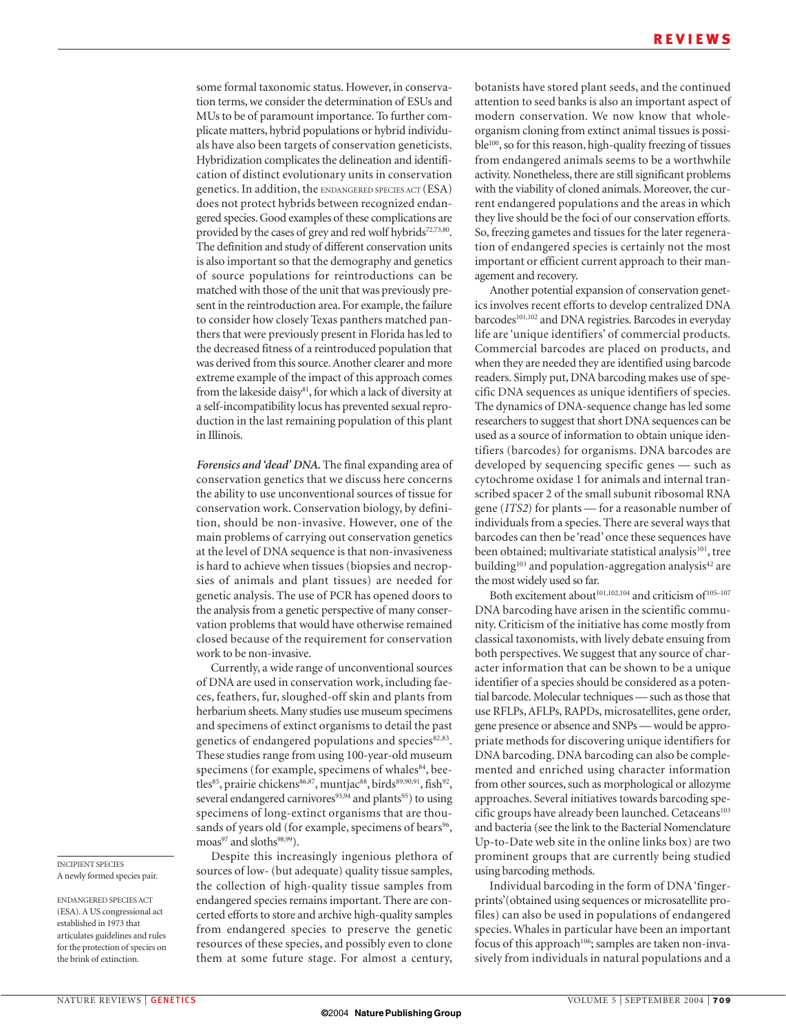some formal taxonomic status. However, in conservation terms, we consider the determination of ESUs and MUs to be of paramount importance. To further complicate matters, hybrid populations or hybrid individuals have also been targets of conservation geneticists. Hybridization complicates the delineation and identification of distinct evolutionary units in conservation genetics. In addition, the ENDANGERED SPECIES ACT (ESA) does not protect hybrids between recognized endangered species. Good examples of these complications are provided by the cases of grey and red wolf hybrids[72,73,80]. The definition and study of different conservation units is also important so that the demography and genetics of source populations for reintroductions can be matched with those of the unit that was previously present in the reintroduction area. For example, the failure to consider how closely Texas panthers matched panthers that were previously present in Florida has led to the decreased fitness of a reintroduced population that was derived from this source. Another clearer and more extreme example of the impact of this approach comes from the lakeside daisy[81], for which a lack of diversity at a self-incompatibility locus has prevented sexual reproduction in the last remaining population of this plant in Illinois.

***Forensics and 'dead' DNA.*** The final expanding area of conservation genetics that we discuss here concerns the ability to use unconventional sources of tissue for conservation work. Conservation biology, by definition, should be non-invasive. However, one of the main problems of carrying out conservation genetics at the level of DNA sequence is that non-invasiveness is hard to achieve when tissues (biopsies and necropsies of animals and plant tissues) are needed for genetic analysis. The use of PCR has opened doors to the analysis from a genetic perspective of many conservation problems that would have otherwise remained closed because of the requirement for conservation work to be non-invasive.

Currently, a wide range of unconventional sources of DNA are used in conservation work, including faeces, feathers, fur, sloughed-off skin and plants from herbarium sheets. Many studies use museum specimens and specimens of extinct organisms to detail the past genetics of endangered populations and species[82,83]. These studies range from using 100-year-old museum specimens (for example, specimens of whales[84], beetles[85], prairie chickens[86,87], muntjac[88], birds[89,90,91], fish[92], several endangered carnivores[93,94] and plants[95]) to using specimens of long-extinct organisms that are thousands of years old (for example, specimens of bears[96], moas[97] and sloths[98,99]).

Despite this increasingly ingenious plethora of sources of low- (but adequate) quality tissue samples, the collection of high-quality tissue samples from endangered species remains important. There are concerted efforts to store and archive high-quality samples from endangered species to preserve the genetic resources of these species, and possibly even to clone them at some future stage. For almost a century, botanists have stored plant seeds, and the continued attention to seed banks is also an important aspect of modern conservation. We now know that whole-organism cloning from extinct animal tissues is possible[100], so for this reason, high-quality freezing of tissues from endangered animals seems to be a worthwhile activity. Nonetheless, there are still significant problems with the viability of cloned animals. Moreover, the current endangered populations and the areas in which they live should be the foci of our conservation efforts. So, freezing gametes and tissues for the later regeneration of endangered species is certainly not the most important or efficient current approach to their management and recovery.

Another potential expansion of conservation genetics involves recent efforts to develop centralized DNA barcodes[101,102] and DNA registries. Barcodes in everyday life are 'unique identifiers' of commercial products. Commercial barcodes are placed on products, and when they are needed they are identified using barcode readers. Simply put, DNA barcoding makes use of specific DNA sequences as unique identifiers of species. The dynamics of DNA-sequence change has led some researchers to suggest that short DNA sequences can be used as a source of information to obtain unique identifiers (barcodes) for organisms. DNA barcodes are developed by sequencing specific genes — such as cytochrome oxidase 1 for animals and internal transcribed spacer 2 of the small subunit ribosomal RNA gene (*ITS2*) for plants — for a reasonable number of individuals from a species. There are several ways that barcodes can then be 'read' once these sequences have been obtained; multivariate statistical analysis[101], tree building[103] and population-aggregation analysis[42] are the most widely used so far.

Both excitement about[101,102,104] and criticism of[105–107] DNA barcoding have arisen in the scientific community. Criticism of the initiative has come mostly from classical taxonomists, with lively debate ensuing from both perspectives. We suggest that any source of character information that can be shown to be a unique identifier of a species should be considered as a potential barcode. Molecular techniques — such as those that use RFLPs, AFLPs, RAPDs, microsatellites, gene order, gene presence or absence and SNPs — would be appropriate methods for discovering unique identifiers for DNA barcoding. DNA barcoding can also be complemented and enriched using character information from other sources, such as morphological or allozyme approaches. Several initiatives towards barcoding specific groups have already been launched. Cetaceans[103] and bacteria (see the link to the Bacterial Nomenclature Up-to-Date web site in the online links box) are two prominent groups that are currently being studied using barcoding methods.

Individual barcoding in the form of DNA 'fingerprints' (obtained using sequences or microsatellite profiles) can also be used in populations of endangered species. Whales in particular have been an important focus of this approach[106]; samples are taken non-invasively from individuals in natural populations and a

INCIPIENT SPECIES
A newly formed species pair.

ENDANGERED SPECIES ACT
(ESA). A US congressional act established in 1973 that articulates guidelines and rules for the protection of species on the brink of extinction.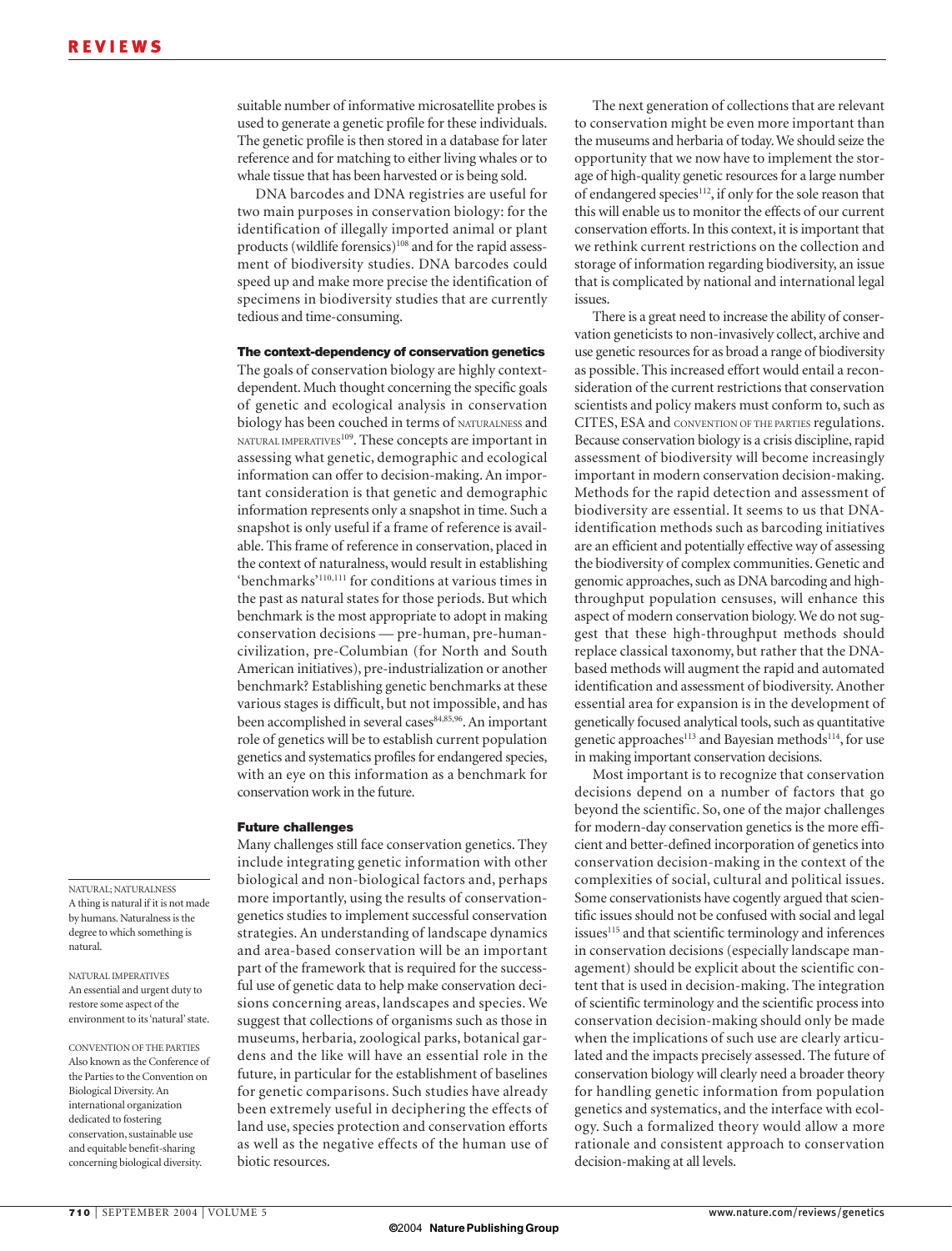suitable number of informative microsatellite probes is used to generate a genetic profile for these individuals. The genetic profile is then stored in a database for later reference and for matching to either living whales or to whale tissue that has been harvested or is being sold.

DNA barcodes and DNA registries are useful for two main purposes in conservation biology: for the identification of illegally imported animal or plant products (wildlife forensics)[108] and for the rapid assessment of biodiversity studies. DNA barcodes could speed up and make more precise the identification of specimens in biodiversity studies that are currently tedious and time-consuming.

### The context-dependency of conservation genetics

The goals of conservation biology are highly context-dependent. Much thought concerning the specific goals of genetic and ecological analysis in conservation biology has been couched in terms of NATURALNESS and NATURAL IMPERATIVES[109]. These concepts are important in assessing what genetic, demographic and ecological information can offer to decision-making. An important consideration is that genetic and demographic information represents only a snapshot in time. Such a snapshot is only useful if a frame of reference is available. This frame of reference in conservation, placed in the context of naturalness, would result in establishing 'benchmarks'[110,111] for conditions at various times in the past as natural states for those periods. But which benchmark is the most appropriate to adopt in making conservation decisions — pre-human, pre-human-civilization, pre-Columbian (for North and South American initiatives), pre-industrialization or another benchmark? Establishing genetic benchmarks at these various stages is difficult, but not impossible, and has been accomplished in several cases[84,85,96]. An important role of genetics will be to establish current population genetics and systematics profiles for endangered species, with an eye on this information as a benchmark for conservation work in the future.

### Future challenges

Many challenges still face conservation genetics. They include integrating genetic information with other biological and non-biological factors and, perhaps more importantly, using the results of conservation-genetics studies to implement successful conservation strategies. An understanding of landscape dynamics and area-based conservation will be an important part of the framework that is required for the successful use of genetic data to help make conservation decisions concerning areas, landscapes and species. We suggest that collections of organisms such as those in museums, herbaria, zoological parks, botanical gardens and the like will have an essential role in the future, in particular for the establishment of baselines for genetic comparisons. Such studies have already been extremely useful in deciphering the effects of land use, species protection and conservation efforts as well as the negative effects of the human use of biotic resources.

The next generation of collections that are relevant to conservation might be even more important than the museums and herbaria of today. We should seize the opportunity that we now have to implement the storage of high-quality genetic resources for a large number of endangered species[112], if only for the sole reason that this will enable us to monitor the effects of our current conservation efforts. In this context, it is important that we rethink current restrictions on the collection and storage of information regarding biodiversity, an issue that is complicated by national and international legal issues.

There is a great need to increase the ability of conservation geneticists to non-invasively collect, archive and use genetic resources for as broad a range of biodiversity as possible. This increased effort would entail a reconsideration of the current restrictions that conservation scientists and policy makers must conform to, such as CITES, ESA and CONVENTION OF THE PARTIES regulations. Because conservation biology is a crisis discipline, rapid assessment of biodiversity will become increasingly important in modern conservation decision-making. Methods for the rapid detection and assessment of biodiversity are essential. It seems to us that DNA-identification methods such as barcoding initiatives are an efficient and potentially effective way of assessing the biodiversity of complex communities. Genetic and genomic approaches, such as DNA barcoding and high-throughput population censuses, will enhance this aspect of modern conservation biology. We do not suggest that these high-throughput methods should replace classical taxonomy, but rather that the DNA-based methods will augment the rapid and automated identification and assessment of biodiversity. Another essential area for expansion is in the development of genetically focused analytical tools, such as quantitative genetic approaches[113] and Bayesian methods[114], for use in making important conservation decisions.

Most important is to recognize that conservation decisions depend on a number of factors that go beyond the scientific. So, one of the major challenges for modern-day conservation genetics is the more efficient and better-defined incorporation of genetics into conservation decision-making in the context of the complexities of social, cultural and political issues. Some conservationists have cogently argued that scientific issues should not be confused with social and legal issues[115] and that scientific terminology and inferences in conservation decisions (especially landscape management) should be explicit about the scientific content that is used in decision-making. The integration of scientific terminology and the scientific process into conservation decision-making should only be made when the implications of such use are clearly articulated and the impacts precisely assessed. The future of conservation biology will clearly need a broader theory for handling genetic information from population genetics and systematics, and the interface with ecology. Such a formalized theory would allow a more rationale and consistent approach to conservation decision-making at all levels.

---

NATURAL; NATURALNESS
A thing is natural if it is not made by humans. Naturalness is the degree to which something is natural.

NATURAL IMPERATIVES
An essential and urgent duty to restore some aspect of the environment to its 'natural' state.

CONVENTION OF THE PARTIES
Also known as the Conference of the Parties to the Convention on Biological Diversity. An international organization dedicated to fostering conservation, sustainable use and equitable benefit-sharing concerning biological diversity.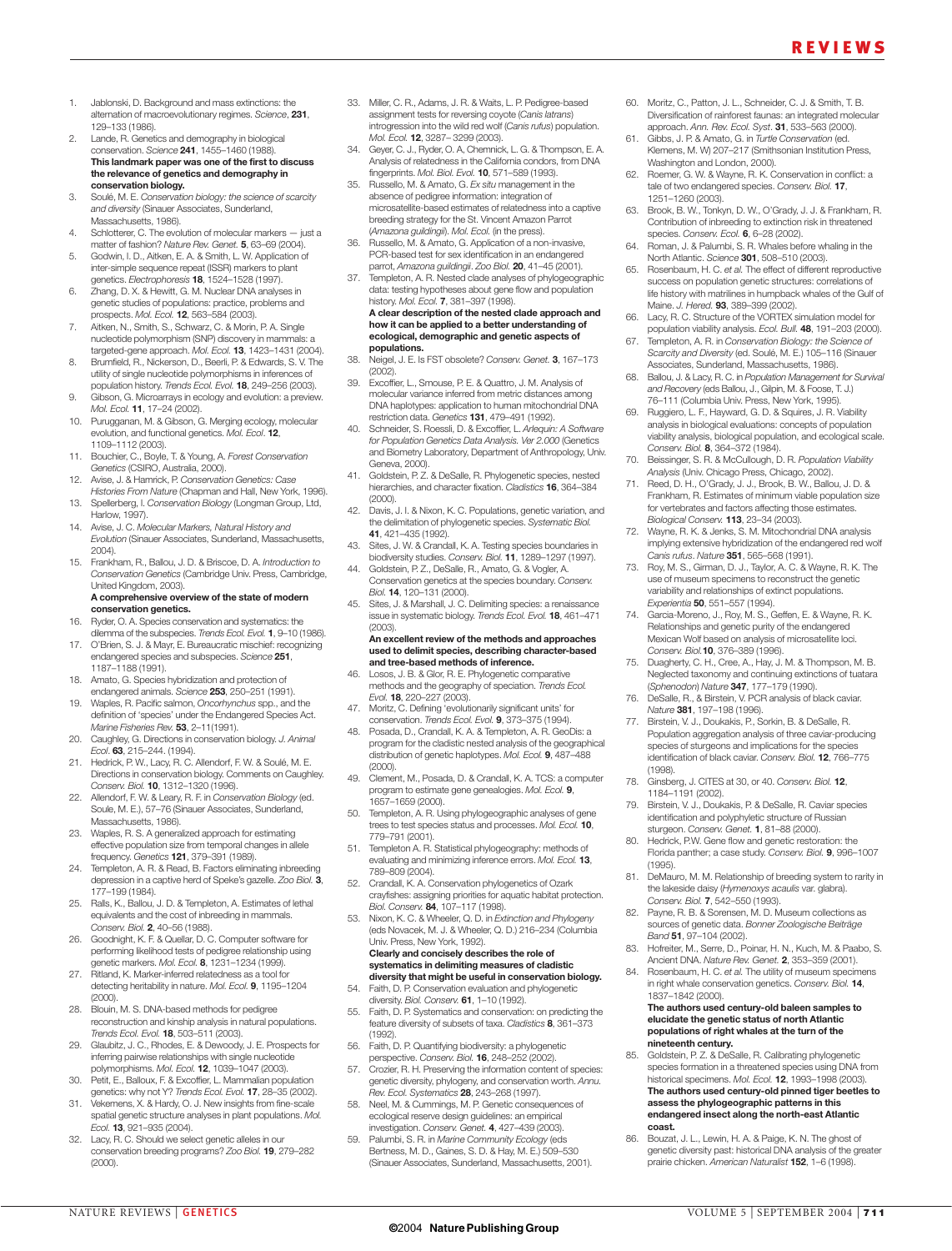1. Jablonski, D. Background and mass extinctions: the alternation of macroevolutionary regimes. *Science*, **231**, 129–133 (1986).
2. Lande, R. Genetics and demography in biological conservation. *Science* **241**, 1455–1460 (1988).
   **This landmark paper was one of the first to discuss the relevance of genetics and demography in conservation biology.**
3. Soulé, M. E. *Conservation biology: the science of scarcity and diversity* (Sinauer Associates, Sunderland, Massachusetts, 1986).
4. Schlotterer, C. The evolution of molecular markers — just a matter of fashion? *Nature Rev. Genet.* **5**, 63–69 (2004).
5. Godwin, I. D., Aitken, E. A. & Smith, L. W. Application of inter-simple sequence repeat (ISSR) markers to plant genetics. *Electrophoresis* **18**, 1524–1528 (1997).
6. Zhang, D. X. & Hewitt, G. M. Nuclear DNA analyses in genetic studies of populations: practice, problems and prospects. *Mol. Ecol.* **12**, 563–584 (2003).
7. Aitken, N., Smith, S., Schwarz, C. & Morin, P. A. Single nucleotide polymorphism (SNP) discovery in mammals: a targeted-gene approach. *Mol. Ecol.* **13**, 1423–1431 (2004).
8. Brumfield, R., Nickerson, D., Beerli, P. & Edwards, S. V. The utility of single nucleotide polymorphisms in inferences of population history. *Trends Ecol. Evol.* **18**, 249–256 (2003).
9. Gibson, G. Microarrays in ecology and evolution: a preview. *Mol. Ecol.* **11**, 17–24 (2002).
10. Purugganan, M. & Gibson, G. Merging ecology, molecular evolution, and functional genetics. *Mol. Ecol*. **12**, 1109–1112 (2003).
11. Bouchier, C., Boyle, T. & Young, A. *Forest Conservation Genetics* (CSIRO, Australia, 2000).
12. Avise, J. & Hamrick, P. *Conservation Genetics: Case Histories From Nature* (Chapman and Hall, New York, 1996).
13. Spellerberg, I. *Conservation Biology* (Longman Group, Ltd, Harlow, 1997).
14. Avise, J. C. *Molecular Markers, Natural History and Evolution* (Sinauer Associates, Sunderland, Massachusetts, 2004).
15. Frankham, R., Ballou, J. D. & Briscoe, D. A. *Introduction to Conservation Genetics* (Cambridge Univ. Press, Cambridge, United Kingdom, 2003).
    **A comprehensive overview of the state of modern conservation genetics.**
16. Ryder, O. A. Species conservation and systematics: the dilemma of the subspecies. *Trends Ecol. Evol.* **1**, 9–10 (1986).
17. O'Brien, S. J. & Mayr, E. Bureaucratic mischief: recognizing endangered species and subspecies. *Science* **251**, 1187–1188 (1991).
18. Amato, G. Species hybridization and protection of endangered animals. *Science* **253**, 250–251 (1991).
19. Waples, R. Pacific salmon, *Oncorhynchus* spp., and the definition of 'species' under the Endangered Species Act. *Marine Fisheries Rev.* **53**, 2–11(1991).
20. Caughley, G. Directions in conservation biology. *J. Animal Ecol.* **63**, 215–244. (1994).
21. Hedrick, P. W., Lacy, R. C. Allendorf, F. W. & Soulé, M. E. Directions in conservation biology. Comments on Caughley. *Conserv. Biol.* **10**, 1312–1320 (1996).
22. Allendorf, F. W. & Leary, R. F. in *Conservation Biology* (ed. Soule, M. E.), 57–76 (Sinauer Associates, Sunderland, Massachusetts, 1986).
23. Waples, R. S. A generalized approach for estimating effective population size from temporal changes in allele frequency. *Genetics* **121**, 379–391 (1989).
24. Templeton, A. R. & Read, B. Factors eliminating inbreeding depression in a captive herd of Speke's gazelle. *Zoo Biol.* **3**, 177–199 (1984).
25. Ralls, K., Ballou, J. D. & Templeton, A. Estimates of lethal equivalents and the cost of inbreeding in mammals. *Conserv. Biol.* **2**, 40–56 (1988).
26. Goodnight, K. F. & Quellar, D. C. Computer software for performing likelihood tests of pedigree relationship using genetic markers. *Mol. Ecol.* **8**, 1231–1234 (1999).
27. Ritland, K. Marker-inferred relatedness as a tool for detecting heritability in nature. *Mol. Ecol.* **9**, 1195–1204 (2000).
28. Blouin, M. S. DNA-based methods for pedigree reconstruction and kinship analysis in natural populations. *Trends Ecol. Evol.* **18**, 503–511 (2003).
29. Glaubitz, J. C., Rhodes, E. & Dewoody, J. E. Prospects for inferring pairwise relationships with single nucleotide polymorphisms. *Mol. Ecol.* **12**, 1039–1047 (2003).
30. Petit, E., Balloux, F. & Excoffier, L. Mammalian population genetics: why not Y? *Trends Ecol. Evol.* **17**, 28–35 (2002).
31. Vekemens, X. & Hardy, O. J. New insights from fine-scale spatial genetic structure analyses in plant populations. *Mol. Ecol.* **13**, 921–935 (2004).
32. Lacy, R. C. Should we select genetic alleles in our conservation breeding programs? *Zoo Biol.* **19**, 279–282 (2000).
33. Miller, C. R., Adams, J. R. & Waits, L. P. Pedigree-based assignment tests for reversing coyote (*Canis latrans*) introgression into the wild red wolf (*Canis rufus*) population. *Mol. Ecol.* **12**, 3287– 3299 (2003).
34. Geyer, C. J., Ryder, O. A, Chemnick, L. G. & Thompson, E. A. Analysis of relatedness in the California condors, from DNA fingerprints. *Mol. Biol. Evol.* **10**, 571–589 (1993).
35. Russello, M. & Amato, G. *Ex situ* management in the absence of pedigree information: integration of microsatellite-based estimates of relatedness into a captive breeding strategy for the St. Vincent Amazon Parrot (*Amazona guildingii*). *Mol. Ecol.* (in the press).
36. Russello, M. & Amato, G. Application of a non-invasive, PCR-based test for sex identification in an endangered parrot, *Amazona guildingii*. *Zoo Biol.* **20**, 41–45 (2001).
37. Templeton, A. R. Nested clade analyses of phylogeographic data: testing hypotheses about gene flow and population history. *Mol. Ecol.* **7**, 381–397 (1998).
    **A clear description of the nested clade approach and how it can be applied to a better understanding of ecological, demographic and genetic aspects of populations.**
38. Neigel, J. E. Is FST obsolete? *Conserv. Genet.* **3**, 167–173 (2002).
39. Excoffier, L., Smouse, P. E. & Quattro, J. M. Analysis of molecular variance inferred from metric distances among DNA haplotypes: application to human mitochondrial DNA restriction data. *Genetics* **131**, 479–491 (1992).
40. Schneider, S. Roessli, D. & Excoffier, L. *Arlequin: A Software for Population Genetics Data Analysis. Ver 2.000* (Genetics and Biometry Laboratory, Department of Anthropology, Univ. Geneva, 2000).
41. Goldstein, P. Z. & DeSalle, R. Phylogenetic species, nested hierarchies, and character fixation. *Cladistics* **16**, 364–384 (2000).
42. Davis, J. I. & Nixon, K. C. Populations, genetic variation, and the delimitation of phylogenetic species. *Systematic Biol.* **41**, 421–435 (1992).
43. Sites, J. W. & Crandall, K. A. Testing species boundaries in biodiversity studies. *Conserv. Biol.* **11**, 1289–1297 (1997).
44. Goldstein, P. Z., DeSalle, R., Amato, G. & Vogler, A. Conservation genetics at the species boundary. *Conserv. Biol.* **14**, 120–131 (2000).
45. Sites, J. & Marshall, J. C. Delimiting species: a renaissance issue in systematic biology. *Trends Ecol. Evol.* **18**, 461–471 (2003).
    **An excellent review of the methods and approaches used to delimit species, describing character-based and tree-based methods of inference.**
46. Losos, J. B. & Glor, R. E. Phylogenetic comparative methods and the geography of speciation. *Trends Ecol. Evol.* **18**, 220–227 (2003).
47. Moritz, C. Defining 'evolutionarily significant units' for conservation. *Trends Ecol. Evol.* **9**, 373–375 (1994).
48. Posada, D., Crandall, K. A. & Templeton, A. R. GeoDis: a program for the cladistic nested analysis of the geographical distribution of genetic haplotypes. *Mol. Ecol.* **9**, 487–488 (2000).
49. Clement, M., Posada, D. & Crandall, K. A. TCS: a computer program to estimate gene genealogies. *Mol. Ecol.* **9**, 1657–1659 (2000).
50. Templeton, A. R. Using phylogeographic analyses of gene trees to test species status and processes. *Mol. Ecol.* **10**, 779–791 (2001).
51. Templeton A. R. Statistical phylogeography: methods of evaluating and minimizing inference errors. *Mol. Ecol.* **13**, 789–809 (2004).
52. Crandall, K. A. Conservation phylogenetics of Ozark crayfishes: assigning priorities for aquatic habitat protection. *Biol. Conserv.* **84**, 107–117 (1998).
53. Nixon, K. C. & Wheeler, Q. D. in *Extinction and Phylogeny* (eds Novacek, M. J. & Wheeler, Q. D.) 216–234 (Columbia Univ. Press, New York, 1992).
    **Clearly and concisely describes the role of systematics in delimiting measures of cladistic diversity that might be useful in conservation biology.**
54. Faith, D. P. Conservation evaluation and phylogenetic diversity. *Biol. Conserv.* **61**, 1–10 (1992).
55. Faith, D. P. Systematics and conservation: on predicting the feature diversity of subsets of taxa. *Cladistics* **8**, 361–373 (1992).
56. Faith, D. P. Quantifying biodiversity: a phylogenetic perspective. *Conserv. Biol.* **16**, 248–252 (2002).
57. Crozier, R. H. Preserving the information content of species: genetic diversity, phylogeny, and conservation worth. *Annu. Rev. Ecol. Systematics* **28**, 243–268 (1997).
58. Neel, M. & Cummings, M. P. Genetic consequences of ecological reserve design guidelines: an empirical investigation. *Conserv. Genet.* **4**, 427–439 (2003).
59. Palumbi, S. R. in *Marine Community Ecology* (eds Bertness, M. D., Gaines, S. D. & Hay, M. E.) 509–530 (Sinauer Associates, Sunderland, Massachusetts, 2001).
60. Moritz, C., Patton, J. L., Schneider, C. J. & Smith, T. B. Diversification of rainforest faunas: an integrated molecular approach. *Ann. Rev. Ecol. Syst.* **31**, 533–563 (2000).
61. Gibbs, J. P. & Amato, G. in *Turtle Conservation* (ed. Klemens, M. W) 207–217 (Smithsonian Institution Press, Washington and London, 2000).
62. Roemer, G. W. & Wayne, R. K. Conservation in conflict: a tale of two endangered species. *Conserv. Biol.* **17**, 1251–1260 (2003).
63. Brook, B. W., Tonkyn, D. W., O'Grady, J. J. & Frankham, R. Contribution of inbreeding to extinction risk in threatened species. *Conserv. Ecol.* **6**, 6–28 (2002).
64. Roman, J. & Palumbi, S. R. Whales before whaling in the North Atlantic. *Science* **301**, 508–510 (2003).
65. Rosenbaum, H. C. *et al.* The effect of different reproductive success on population genetic structures: correlations of life history with matrilines in humpback whales of the Gulf of Maine. *J. Hered.* **93**, 389–399 (2002).
66. Lacy, R. C. Structure of the VORTEX simulation model for population viability analysis. *Ecol. Bull.* **48**, 191–203 (2000).
67. Templeton, A. R. in *Conservation Biology: the Science of Scarcity and Diversity* (ed. Soulé, M. E.) 105–116 (Sinauer Associates, Sunderland, Massachusetts, 1986).
68. Ballou, J. & Lacy, R. C. in *Population Management for Survival and Recovery* (eds Ballou, J., Gilpin, M. & Foose, T. J.) 76–111 (Columbia Univ. Press, New York, 1995).
69. Ruggiero, L. F., Hayward, G. D. & Squires, J. R. Viability analysis in biological evaluations: concepts of population viability analysis, biological population, and ecological scale. *Conserv. Biol.* **8**, 364–372 (1984).
70. Beissinger, S. R. & McCullough, D. R. *Population Viability Analysis* (Univ. Chicago Press, Chicago, 2002).
71. Reed, D. H., O'Grady, J. J., Brook, B. W., Ballou, J. D. & Frankham, R. Estimates of minimum viable population size for vertebrates and factors affecting those estimates. *Biological Conserv.* **113**, 23–34 (2003).
72. Wayne, R. K. & Jenks, S. M. Mitochondrial DNA analysis implying extensive hybridization of the endangered red wolf *Canis rufus*. *Nature* **351**, 565–568 (1991).
73. Roy, M. S., Girman, D. J., Taylor, A. C. & Wayne, R. K. The use of museum specimens to reconstruct the genetic variability and relationships of extinct populations. *Experientia* **50**, 551–557 (1994).
74. Garcia-Moreno, J., Roy, M. S., Geffen, E. & Wayne, R. K. Relationships and genetic purity of the endangered Mexican Wolf based on analysis of microsatellite loci. *Conserv. Biol.***10**, 376–389 (1996).
75. Duagherty, C. H., Cree, A., Hay, J. M. & Thompson, M. B. Neglected taxonomy and continuing extinctions of tuatara (*Sphenodon*) *Nature* **347**, 177–179 (1990).
76. DeSalle, R., & Birstein, V. PCR analysis of black caviar. *Nature* **381**, 197–198 (1996).
77. Birstein, V. J., Doukakis, P., Sorkin, B. & DeSalle, R. Population aggregation analysis of three caviar-producing species of sturgeons and implications for the species identification of black caviar. *Conserv. Biol.* **12**, 766–775 (1998).
78. Ginsberg, J. CITES at 30, or 40. *Conserv. Biol.* **12**, 1184–1191 (2002).
79. Birstein, V. J., Doukakis, P. & DeSalle, R. Caviar species identification and polyphyletic structure of Russian sturgeon. *Conserv. Genet.* **1**, 81–88 (2000).
80. Hedrick, P.W. Gene flow and genetic restoration: the Florida panther; a case study. *Conserv. Biol.* **9**, 996–1007 (1995).
81. DeMauro, M. M. Relationship of breeding system to rarity in the lakeside daisy (*Hymenoxys acaulis* var. glabra). *Conserv. Biol.* **7**, 542–550 (1993).
82. Payne, R. B. & Sorensen, M. D. Museum collections as sources of genetic data. *Bonner Zoologische Beiträge Band* **51**, 97–104 (2002).
83. Hofreiter, M., Serre, D., Poinar, H. N., Kuch, M. & Paabo, S. Ancient DNA. *Nature Rev. Genet.* **2**, 353–359 (2001).
84. Rosenbaum, H. C. *et al.* The utility of museum specimens in right whale conservation genetics. *Conserv. Biol.* **14**, 1837–1842 (2000).
    **The authors used century-old baleen samples to elucidate the genetic status of north Atlantic populations of right whales at the turn of the nineteenth century.**
85. Goldstein, P. Z. & DeSalle, R. Calibrating phylogenetic species formation in a threatened species using DNA from historical specimens. *Mol. Ecol.* **12**, 1993–1998 (2003).
    **The authors used century-old pinned tiger beetles to assess the phylogeographic patterns in this endangered insect along the north-east Atlantic coast.**
86. Bouzat, J. L., Lewin, H. A. & Paige, K. N. The ghost of genetic diversity past: historical DNA analysis of the greater prairie chicken. *American Naturalist* **152**, 1–6 (1998).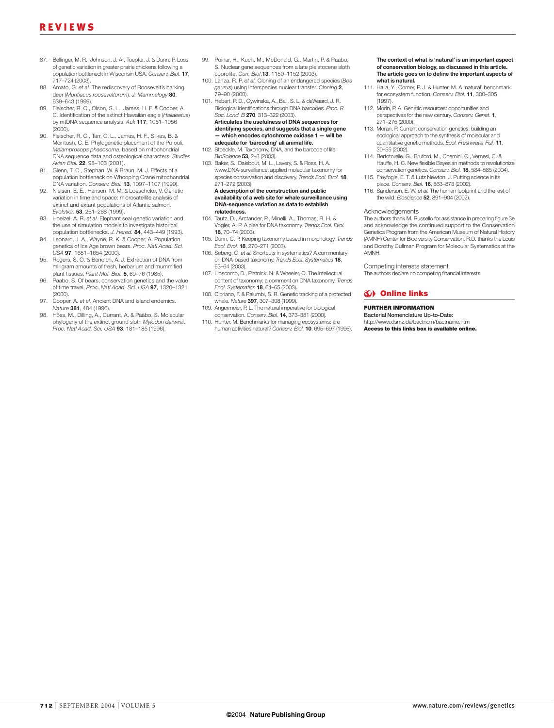87. Bellinger, M. R., Johnson, J. A., Toepfer, J. & Dunn, P. Loss of genetic variation in greater prairie chickens following a population bottleneck in Wisconsin USA. *Conserv. Biol.* **17**, 717–724 (2003).
88. Amato, G. *et al.* The rediscovery of Roosevelt's barking deer (*Muntiacus rooseveltorum*). *J. Mammalogy* **80**, 639–643 (1999).
89. Fleischer, R. C., Olson, S. L., James, H. F. & Cooper, A. C. Identification of the extinct Hawaiian eagle (*Haliaeetus*) by mtDNA sequence analysis. *Auk* **117**, 1051–1056 (2000).
90. Fleischer, R. C., Tarr, C. L., James, H. F., Slikas, B. & Mcintosh, C. E. Phylogenetic placement of the Po'ouli, *Melamprosops phaeosoma*, based on mitochondrial DNA sequence data and osteological characters. *Studies Avian Biol.* **22**, 98–103 (2001).
91. Glenn, T. C., Stephan, W. & Braun, M. J. Effects of a population bottleneck on Whooping Crane mitochondrial DNA variation. *Conserv. Biol.* **13**, 1097–1107 (1999).
92. Nielsen, E. E., Hansen, M. M. & Loeschcke, V. Genetic variation in time and space: microsatellite analysis of extinct and extant populations of Atlantic salmon. *Evolution* **53**, 261–268 (1999).
93. Hoelzel, A. R. *et al.* Elephant seal genetic variation and the use of simulation models to investigate historical population bottlenecks. *J. Hered.* **84**, 443–449 (1993).
94. Leonard, J. A., Wayne, R. K. & Cooper, A. Population genetics of Ice Age brown bears. *Proc. Natl Acad. Sci. USA* **97**, 1651–1654 (2000).
95. Rogers, S. O. & Bendich, A. J. Extraction of DNA from milligram amounts of fresh, herbarium and mummified plant tissues. *Plant Mol. Biol.* **5**, 69–76 (1985).
96. Paabo, S. Of bears, conservation genetics and the value of time travel. *Proc. Natl Acad. Sci. USA* **97**, 1320–1321 (2000).
97. Cooper, A. *et al.* Ancient DNA and island endemics. *Nature* **381**, 484 (1996).
98. Höss, M., Dilling, A., Currant, A. & Pääbo, S. Molecular phylogeny of the extinct ground sloth *Mylodon darwinii*. *Proc. Natl Acad. Sci. USA* **93**, 181–185 (1996).
99. Poinar, H., Kuch, M., McDonald, G., Martin, P. & Paabo, S. Nuclear gene sequences from a late pleistocene sloth coprolite. *Curr. Biol.* **13**, 1150–1152 (2003).
100. Lanza, R. P. *et al.* Cloning of an endangered species (*Bos gaurus*) using interspecies nuclear transfer. *Cloning* **2**, 79–90 (2000).
101. Hebert, P. D., Cywinska, A., Ball, S. L. & deWaard, J. R. Biological identifications through DNA barcodes. *Proc. R. Soc. Lond. B* **270**, 313–322 (2003).
**Articulates the usefulness of DNA sequences for identifying species, and suggests that a single gene — which encodes cytochrome oxidase 1 — will be adequate for 'barcoding' all animal life.**
102. Stoeckle, M. Taxonomy, DNA, and the barcode of life. *BioScience* **53**, 2–3 (2003).
103. Baker, S., Dalebout, M. L., Lavery, S. & Ross, H. A. www.DNA-surveillance: applied molecular taxonomy for species conservation and discovery. *Trends Ecol. Evol.* **18**, 271–272 (2003).
**A description of the construction and public availability of a web site for whale surveillance using DNA-sequence variation as data to establish relatedness.**
104. Tautz, D., Arctander, P., Minelli, A., Thomas, R. H. & Vogler, A. P. A plea for DNA taxonomy. *Trends Ecol. Evol.* **18**, 70–74 (2003).
105. Dunn, C. P. Keeping taxonomy based in morphology. *Trends Ecol. Evol.* **18**, 270–271 (2003).
106. Seberg, O. *et al.* Shortcuts in systematics? A commentary on DNA-based taxonomy. *Trends Ecol. Systematics* **18**, 63–64 (2003).
107. Lipscomb, D., Platnick, N. & Wheeler, Q. The intellectual content of taxonomy: a comment on DNA taxonomy. *Trends Ecol. Systematics* **18**, 64–65 (2003).
108. Cipriano, F. & Palumbi, S. R. Genetic tracking of a protected whale. *Nature* **397**, 307–308 (1999).
109. Angermeier, P. L. The natural imperative for biological conservation. *Conserv. Biol.* **14**, 373–381 (2000).
110. Hunter, M. Benchmarks for managing ecosystems: are human activities natural? *Conserv. Biol.* **10**, 695–697 (1996).
**The context of what is 'natural' is an important aspect of conservation biology, as discussed in this article. The article goes on to define the important aspects of what is natural.**
111. Haila, Y., Comer, P. J. & Hunter, M. A 'natural' benchmark for ecosystem function. *Conserv. Biol.* **11**, 300–305 (1997).
112. Morin, P. A. Genetic resources: opportunities and perspectives for the new century. *Conserv. Genet.* **1**, 271–275 (2000).
113. Moran, P. Current conservation genetics: building an ecological approach to the synthesis of molecular and quantitative genetic methods. *Ecol. Freshwater Fish* **11**, 30–55 (2002).
114. Bertotorelle, G., Bruford, M., Chemini, C., Vernesi, C. & Hauffe, H. C. New flexible Bayesian methods to revolutionize conservation genetics. *Conserv. Biol.* **18**, 584–585 (2004).
115. Freyfogle, E. T. & Lutz Newton, J. Putting science in its place. *Conserv. Biol.* **16**, 863–873 (2002).
116. Sanderson, E. W. *et al.* The human footprint and the last of the wild. *Bioscience* **52**, 891–904 (2002).

## Acknowledgements

The authors thank M. Russello for assistance in preparing figure 3e and acknowledge the continued support to the Conservation Genetics Program from the American Museum of Natural History (AMNH) Center for Biodiversity Conservation. R.D. thanks the Louis and Dorothy Cullman Program for Molecular Systematics at the AMNH.

## Competing interests statement

The authors declare no competing financial interests.

## Online links

**FURTHER INFORMATION**

Bacterial Nomenclature Up-to-Date:
http://www.dsmz.de/bactnom/bactname.htm

**Access to this links box is available online.**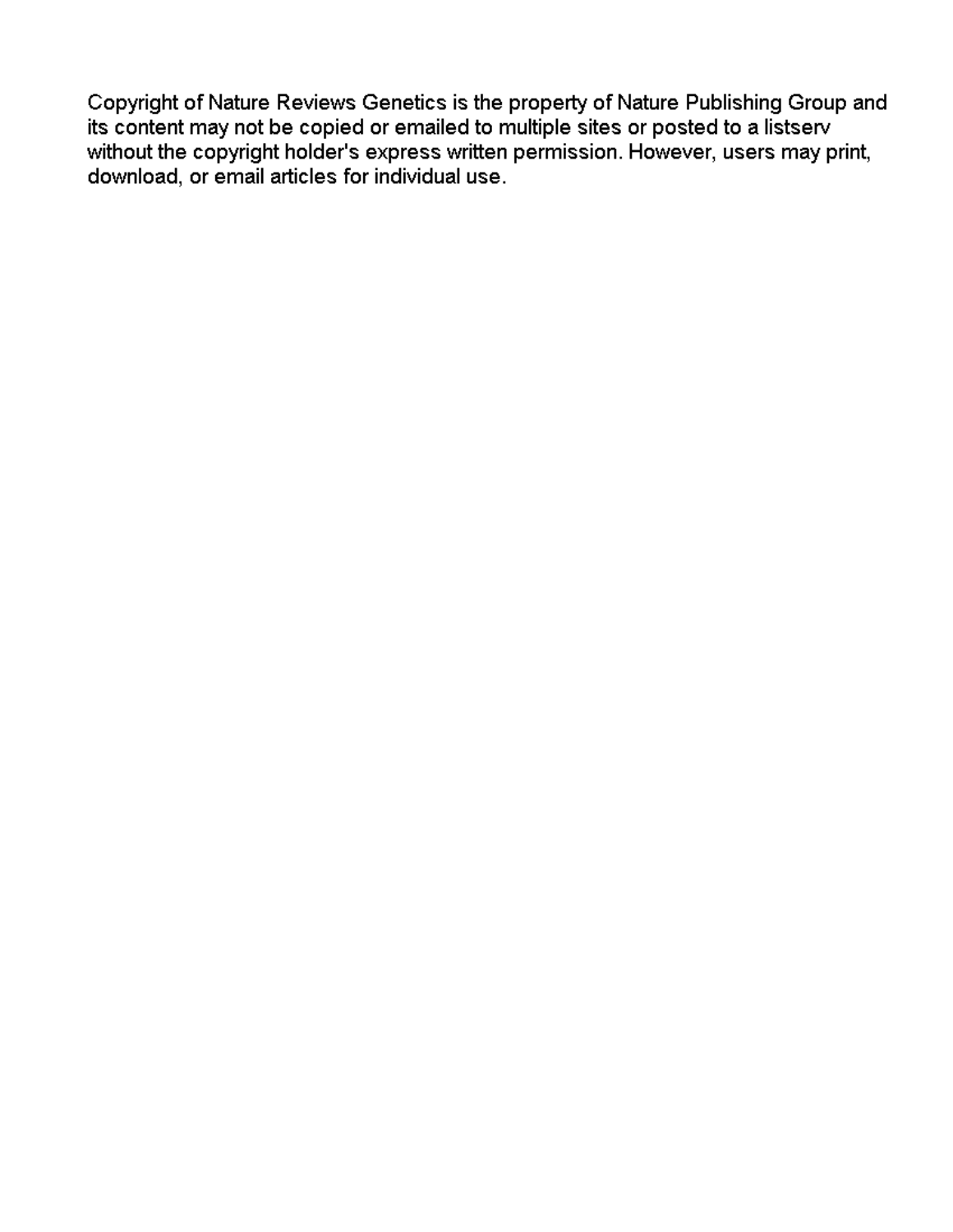Copyright of Nature Reviews Genetics is the property of Nature Publishing Group and its content may not be copied or emailed to multiple sites or posted to a listserv without the copyright holder's express written permission. However, users may print, download, or email articles for individual use.